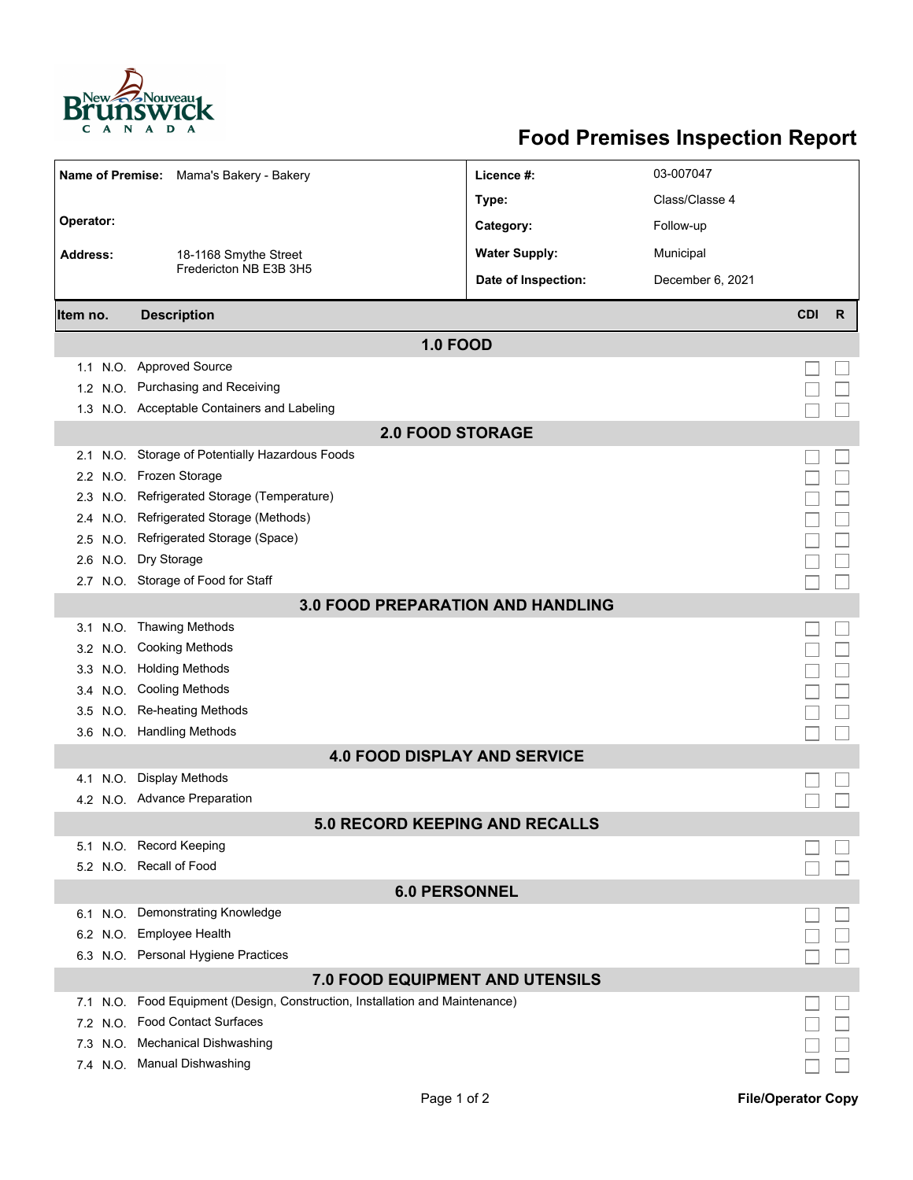# Food Premises Inspection Report

| | | | |
|---|---|---|---|
| **Name of Premise:** | Mama's Bakery - Bakery | **Licence #:** | 03-007047 |
| | | **Type:** | Class/Classe 4 |
| **Operator:** | | **Category:** | Follow-up |
| **Address:** | 18-1168 Smythe Street<br>Fredericton NB E3B 3H5 | **Water Supply:** | Municipal |
| | | **Date of Inspection:** | December 6, 2021 |

| Item no. | | Description | CDI | R |
|---|---|---|---|---|
| **1.0 FOOD** | | | | |
| 1.1 | N.O. | Approved Source | ☐ | ☐ |
| 1.2 | N.O. | Purchasing and Receiving | ☐ | ☐ |
| 1.3 | N.O. | Acceptable Containers and Labeling | ☐ | ☐ |
| **2.0 FOOD STORAGE** | | | | |
| 2.1 | N.O. | Storage of Potentially Hazardous Foods | ☐ | ☐ |
| 2.2 | N.O. | Frozen Storage | ☐ | ☐ |
| 2.3 | N.O. | Refrigerated Storage (Temperature) | ☐ | ☐ |
| 2.4 | N.O. | Refrigerated Storage (Methods) | ☐ | ☐ |
| 2.5 | N.O. | Refrigerated Storage (Space) | ☐ | ☐ |
| 2.6 | N.O. | Dry Storage | ☐ | ☐ |
| 2.7 | N.O. | Storage of Food for Staff | ☐ | ☐ |
| **3.0 FOOD PREPARATION AND HANDLING** | | | | |
| 3.1 | N.O. | Thawing Methods | ☐ | ☐ |
| 3.2 | N.O. | Cooking Methods | ☐ | ☐ |
| 3.3 | N.O. | Holding Methods | ☐ | ☐ |
| 3.4 | N.O. | Cooling Methods | ☐ | ☐ |
| 3.5 | N.O. | Re-heating Methods | ☐ | ☐ |
| 3.6 | N.O. | Handling Methods | ☐ | ☐ |
| **4.0 FOOD DISPLAY AND SERVICE** | | | | |
| 4.1 | N.O. | Display Methods | ☐ | ☐ |
| 4.2 | N.O. | Advance Preparation | ☐ | ☐ |
| **5.0 RECORD KEEPING AND RECALLS** | | | | |
| 5.1 | N.O. | Record Keeping | ☐ | ☐ |
| 5.2 | N.O. | Recall of Food | ☐ | ☐ |
| **6.0 PERSONNEL** | | | | |
| 6.1 | N.O. | Demonstrating Knowledge | ☐ | ☐ |
| 6.2 | N.O. | Employee Health | ☐ | ☐ |
| 6.3 | N.O. | Personal Hygiene Practices | ☐ | ☐ |
| **7.0 FOOD EQUIPMENT AND UTENSILS** | | | | |
| 7.1 | N.O. | Food Equipment (Design, Construction, Installation and Maintenance) | ☐ | ☐ |
| 7.2 | N.O. | Food Contact Surfaces | ☐ | ☐ |
| 7.3 | N.O. | Mechanical Dishwashing | ☐ | ☐ |
| 7.4 | N.O. | Manual Dishwashing | ☐ | ☐ |

**File/Operator Copy**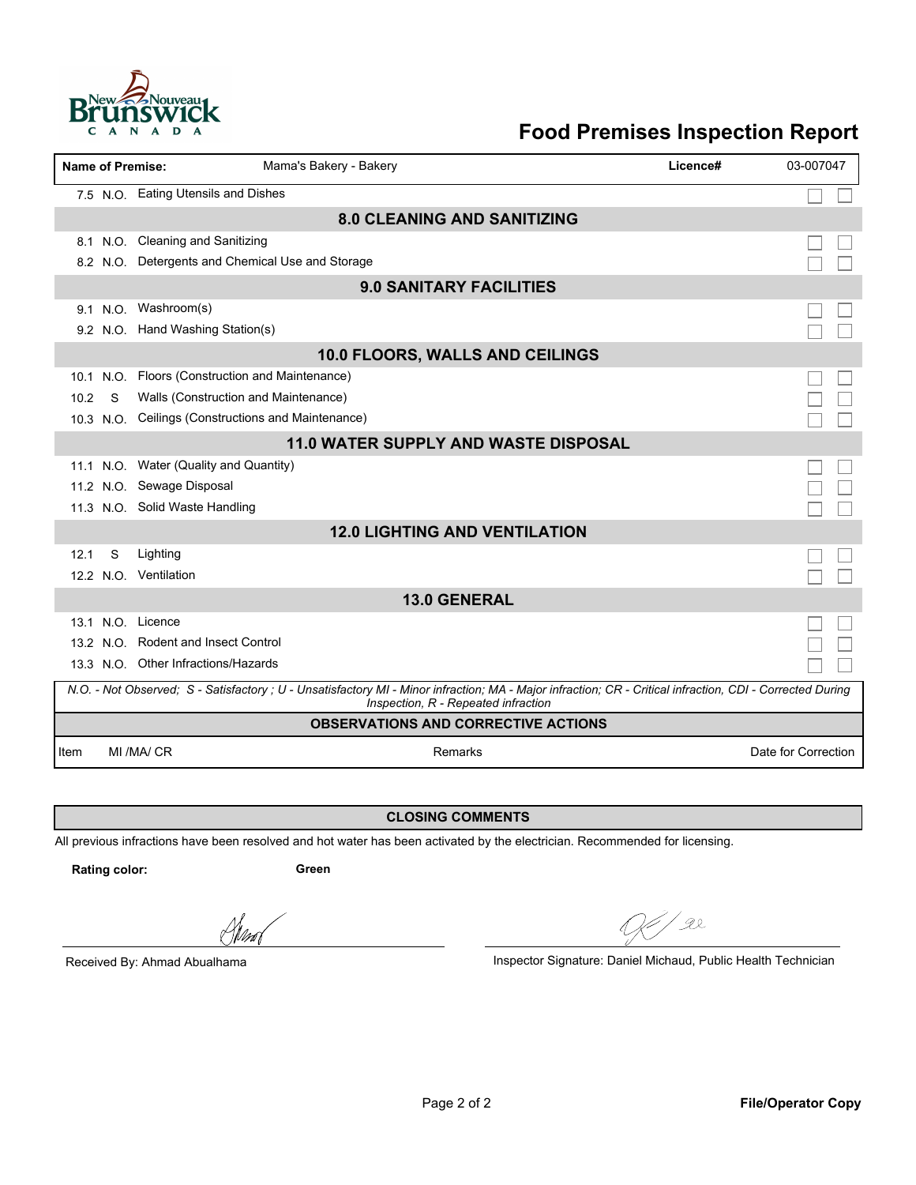# Food Premises Inspection Report

| Name of Premise: | Mama's Bakery - Bakery | Licence# | 03-007047 |
|---|---|---|---|

| | | | | |
|---|---|---|---|---|
| 7.5 | N.O. | Eating Utensils and Dishes | ☐ | ☐ |
| **8.0 CLEANING AND SANITIZING** | | | | |
| 8.1 | N.O. | Cleaning and Sanitizing | ☐ | ☐ |
| 8.2 | N.O. | Detergents and Chemical Use and Storage | ☐ | ☐ |
| **9.0 SANITARY FACILITIES** | | | | |
| 9.1 | N.O. | Washroom(s) | ☐ | ☐ |
| 9.2 | N.O. | Hand Washing Station(s) | ☐ | ☐ |
| **10.0 FLOORS, WALLS AND CEILINGS** | | | | |
| 10.1 | N.O. | Floors (Construction and Maintenance) | ☐ | ☐ |
| 10.2 | S | Walls (Construction and Maintenance) | ☐ | ☐ |
| 10.3 | N.O. | Ceilings (Constructions and Maintenance) | ☐ | ☐ |
| **11.0 WATER SUPPLY AND WASTE DISPOSAL** | | | | |
| 11.1 | N.O. | Water (Quality and Quantity) | ☐ | ☐ |
| 11.2 | N.O. | Sewage Disposal | ☐ | ☐ |
| 11.3 | N.O. | Solid Waste Handling | ☐ | ☐ |
| **12.0 LIGHTING AND VENTILATION** | | | | |
| 12.1 | S | Lighting | ☐ | ☐ |
| 12.2 | N.O. | Ventilation | ☐ | ☐ |
| **13.0 GENERAL** | | | | |
| 13.1 | N.O. | Licence | ☐ | ☐ |
| 13.2 | N.O. | Rodent and Insect Control | ☐ | ☐ |
| 13.3 | N.O. | Other Infractions/Hazards | ☐ | ☐ |

*N.O. - Not Observed; S - Satisfactory ; U - Unsatisfactory MI - Minor infraction; MA - Major infraction; CR - Critical infraction, CDI - Corrected During Inspection, R - Repeated infraction*

## OBSERVATIONS AND CORRECTIVE ACTIONS

| Item | MI /MA/ CR | Remarks | Date for Correction |
|---|---|---|---|

## CLOSING COMMENTS

All previous infractions have been resolved and hot water has been activated by the electrician. Recommended for licensing.

**Rating color:** **Green**

Received By: Ahmad Abualhama

Inspector Signature: Daniel Michaud, Public Health Technician

**File/Operator Copy**